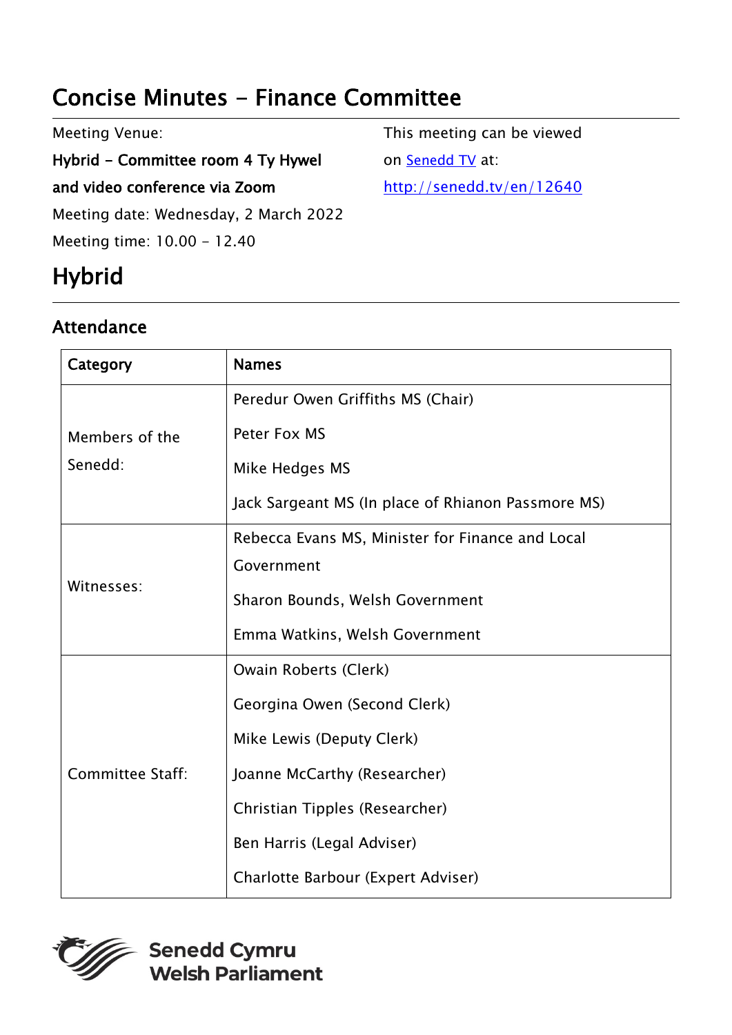# Concise Minutes - Finance Committee

Meeting Venue:

**Hybrid - Committee room 4 Ty Hywel and video conference via Zoom**

Meeting date: Wednesday, 2 March 2022

Meeting time: 10.00 - 12.40

This meeting can be viewed on [Senedd TV](http://senedd.tv/en/12640) at: http://senedd.tv/en/12640

# Hybrid

## Attendance

| Category | Names |
|---|---|
| Members of the Senedd: | Peredur Owen Griffiths MS (Chair)<br>Peter Fox MS<br>Mike Hedges MS<br>Jack Sargeant MS (In place of Rhianon Passmore MS) |
| Witnesses: | Rebecca Evans MS, Minister for Finance and Local Government<br>Sharon Bounds, Welsh Government<br>Emma Watkins, Welsh Government |
| Committee Staff: | Owain Roberts (Clerk)<br>Georgina Owen (Second Clerk)<br>Mike Lewis (Deputy Clerk)<br>Joanne McCarthy (Researcher)<br>Christian Tipples (Researcher)<br>Ben Harris (Legal Adviser)<br>Charlotte Barbour (Expert Adviser) |

Senedd Cymru
Welsh Parliament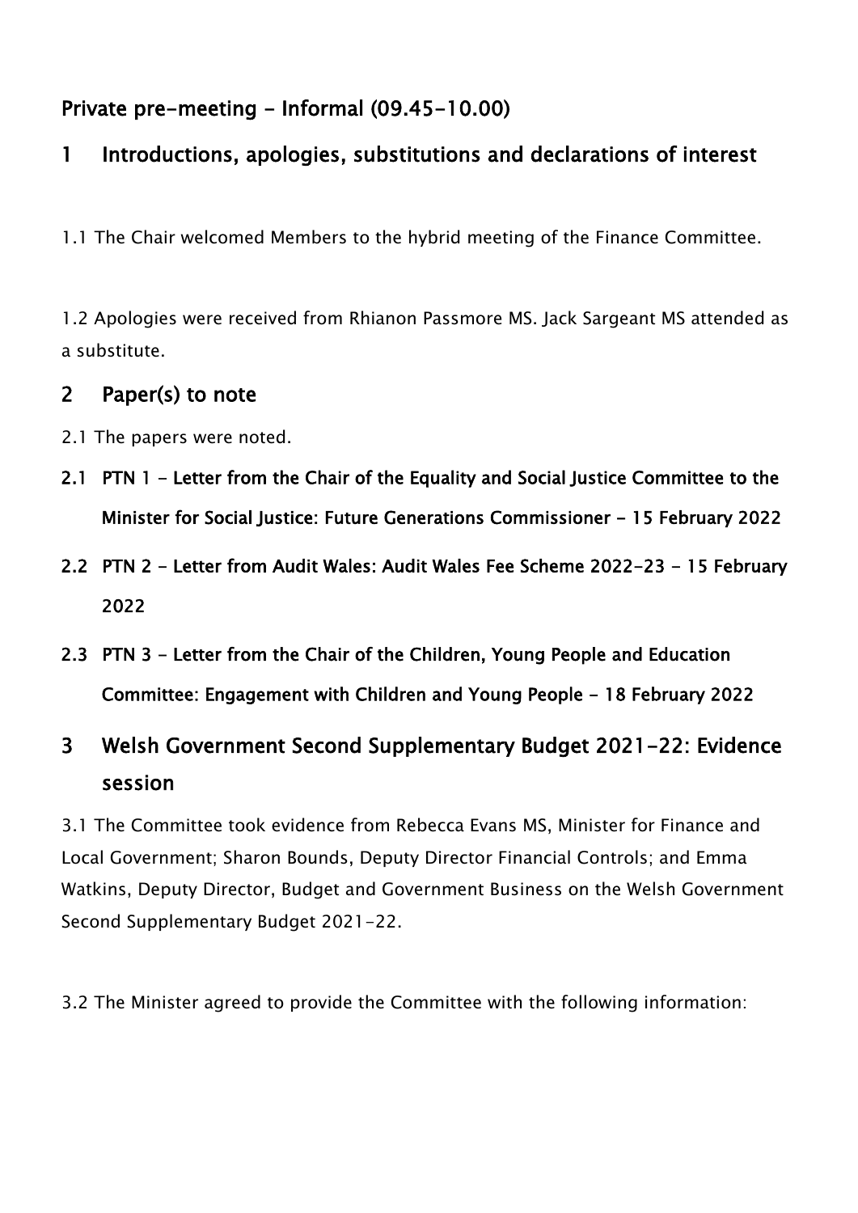## Private pre-meeting - Informal (09.45-10.00)

## 1 Introductions, apologies, substitutions and declarations of interest

1.1 The Chair welcomed Members to the hybrid meeting of the Finance Committee.

1.2 Apologies were received from Rhianon Passmore MS. Jack Sargeant MS attended as a substitute.

## 2 Paper(s) to note

2.1 The papers were noted.

### 2.1 PTN 1 - Letter from the Chair of the Equality and Social Justice Committee to the Minister for Social Justice: Future Generations Commissioner - 15 February 2022

### 2.2 PTN 2 - Letter from Audit Wales: Audit Wales Fee Scheme 2022-23 - 15 February 2022

### 2.3 PTN 3 - Letter from the Chair of the Children, Young People and Education Committee: Engagement with Children and Young People - 18 February 2022

## 3 Welsh Government Second Supplementary Budget 2021-22: Evidence session

3.1 The Committee took evidence from Rebecca Evans MS, Minister for Finance and Local Government; Sharon Bounds, Deputy Director Financial Controls; and Emma Watkins, Deputy Director, Budget and Government Business on the Welsh Government Second Supplementary Budget 2021-22.

3.2 The Minister agreed to provide the Committee with the following information: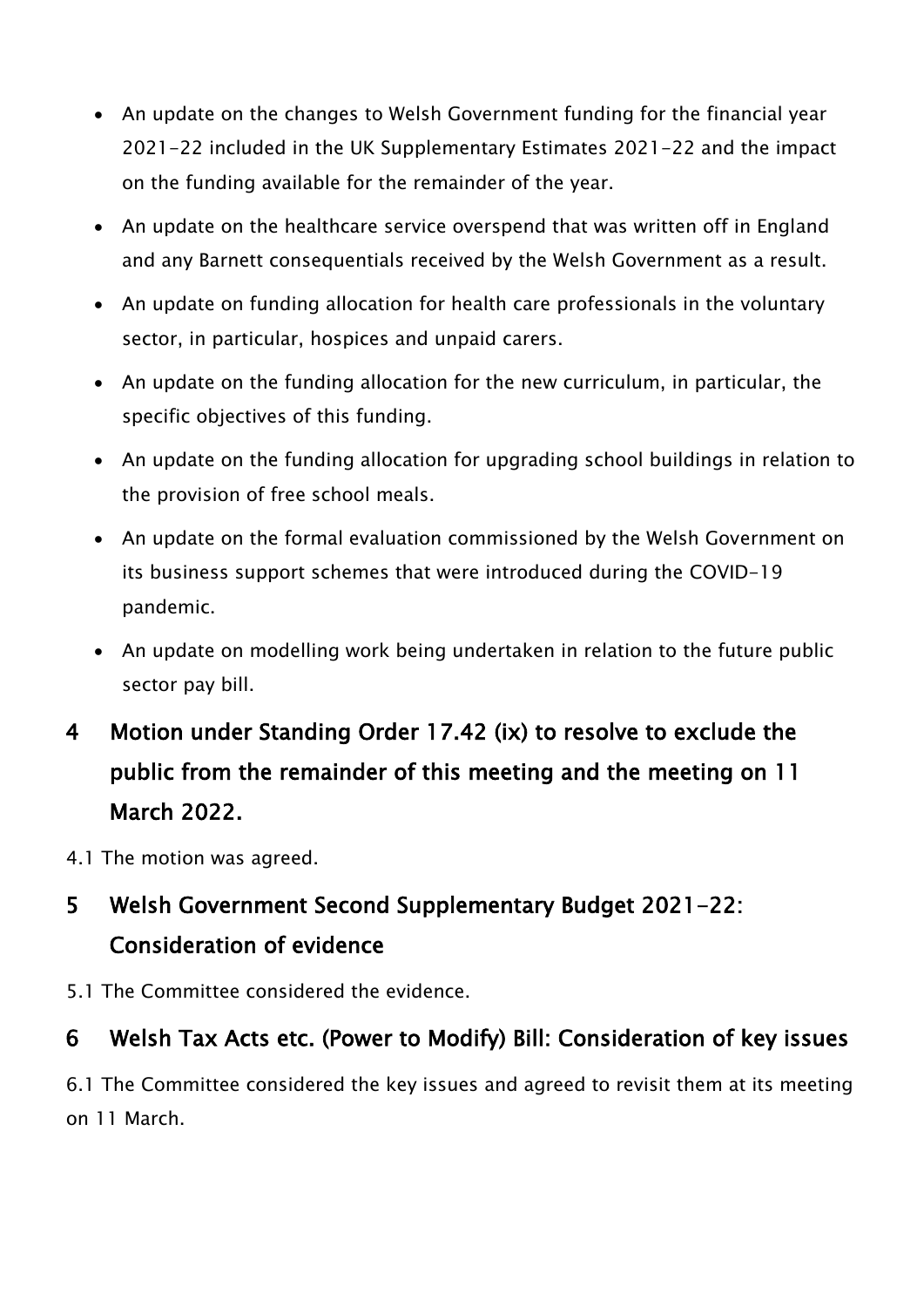- An update on the changes to Welsh Government funding for the financial year 2021-22 included in the UK Supplementary Estimates 2021-22 and the impact on the funding available for the remainder of the year.
- An update on the healthcare service overspend that was written off in England and any Barnett consequentials received by the Welsh Government as a result.
- An update on funding allocation for health care professionals in the voluntary sector, in particular, hospices and unpaid carers.
- An update on the funding allocation for the new curriculum, in particular, the specific objectives of this funding.
- An update on the funding allocation for upgrading school buildings in relation to the provision of free school meals.
- An update on the formal evaluation commissioned by the Welsh Government on its business support schemes that were introduced during the COVID-19 pandemic.
- An update on modelling work being undertaken in relation to the future public sector pay bill.

## 4 Motion under Standing Order 17.42 (ix) to resolve to exclude the public from the remainder of this meeting and the meeting on 11 March 2022.

4.1 The motion was agreed.

## 5 Welsh Government Second Supplementary Budget 2021-22: Consideration of evidence

5.1 The Committee considered the evidence.

## 6 Welsh Tax Acts etc. (Power to Modify) Bill: Consideration of key issues

6.1 The Committee considered the key issues and agreed to revisit them at its meeting on 11 March.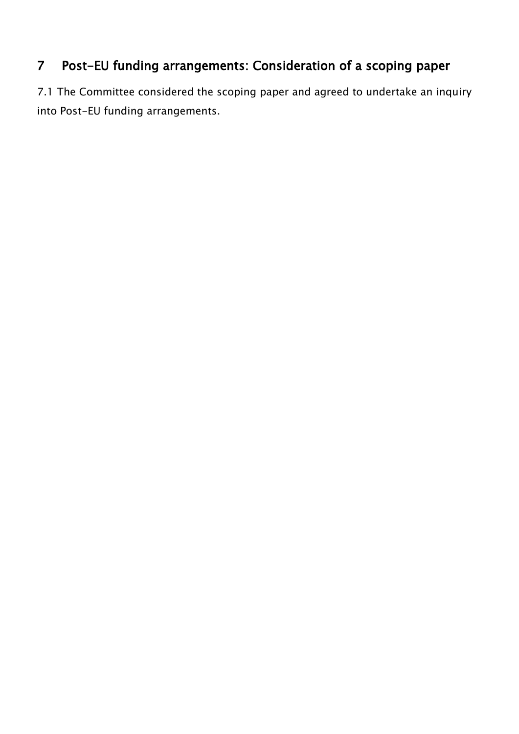## 7 Post-EU funding arrangements: Consideration of a scoping paper

7.1 The Committee considered the scoping paper and agreed to undertake an inquiry into Post-EU funding arrangements.